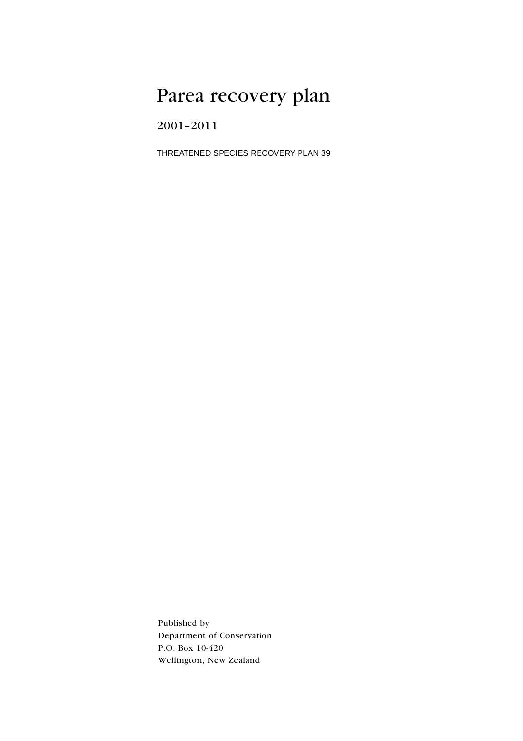# Parea recovery plan

2001–2011

THREATENED SPECIES RECOVERY PLAN 39

Published by
Department of Conservation
P.O. Box 10-420
Wellington, New Zealand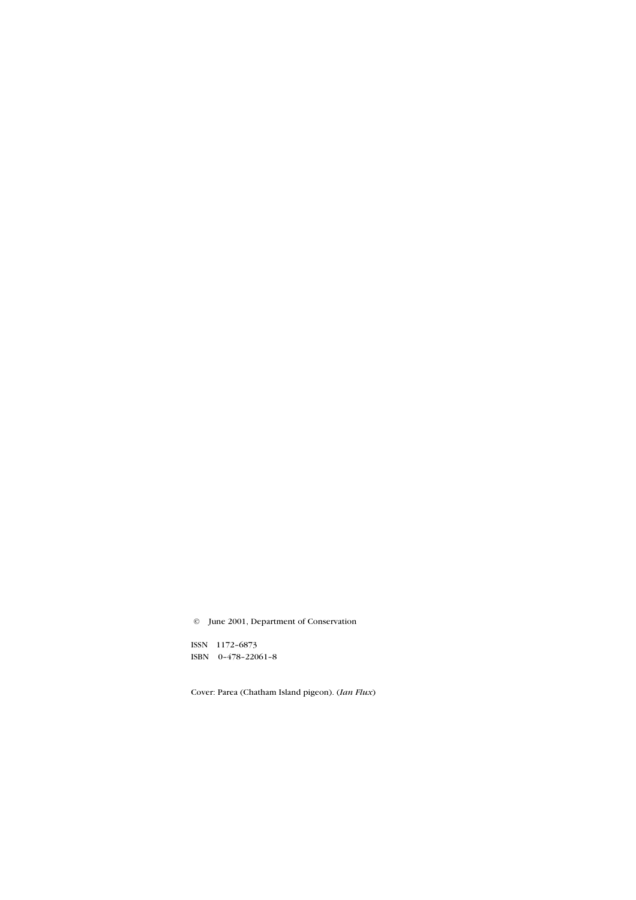© June 2001, Department of Conservation

ISSN 1172–6873
ISBN 0–478–22061–8

Cover: Parea (Chatham Island pigeon). (*Ian Flux*)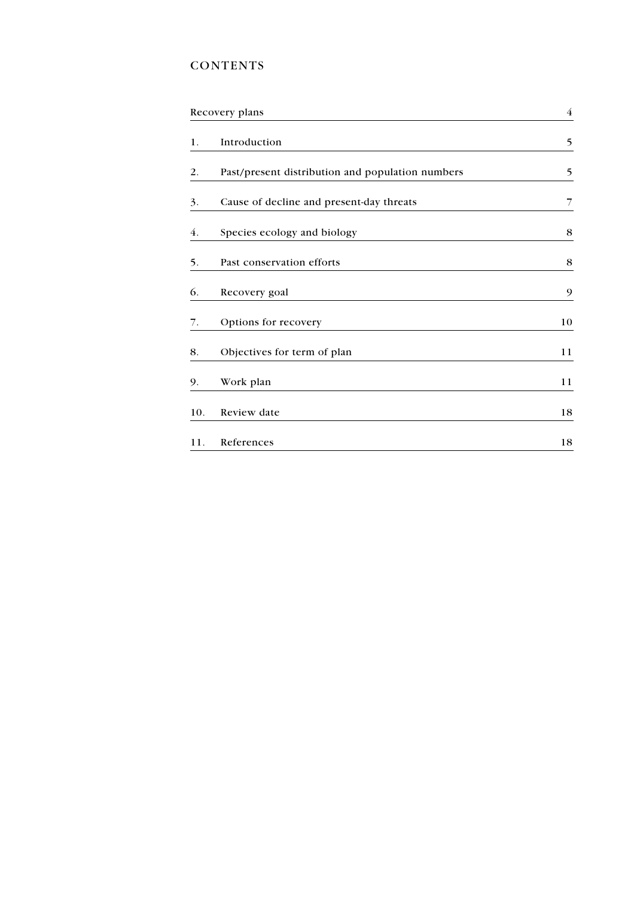# CONTENTS

| | | |
|---|---|---|
| Recovery plans | | 4 |
| 1. | Introduction | 5 |
| 2. | Past/present distribution and population numbers | 5 |
| 3. | Cause of decline and present-day threats | 7 |
| 4. | Species ecology and biology | 8 |
| 5. | Past conservation efforts | 8 |
| 6. | Recovery goal | 9 |
| 7. | Options for recovery | 10 |
| 8. | Objectives for term of plan | 11 |
| 9. | Work plan | 11 |
| 10. | Review date | 18 |
| 11. | References | 18 |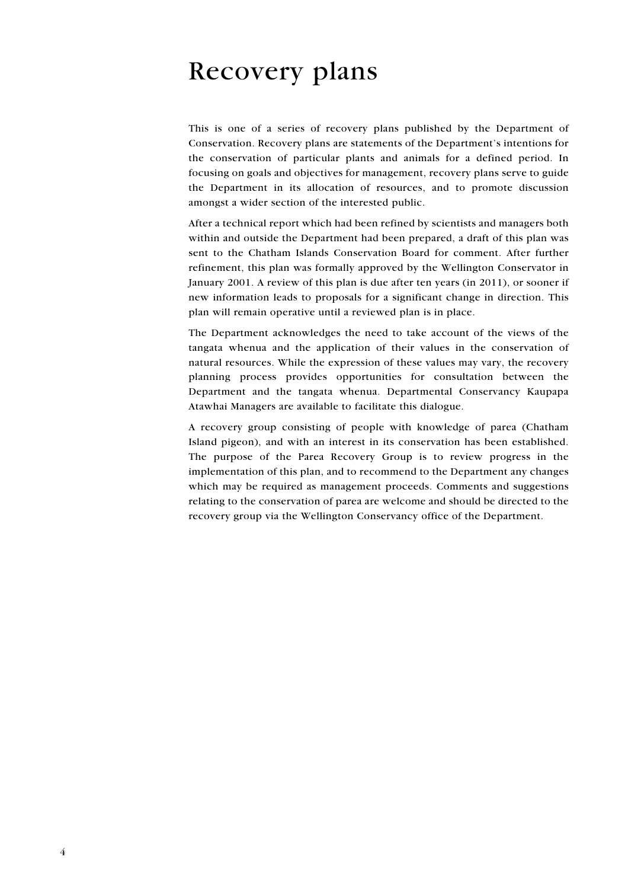# Recovery plans

This is one of a series of recovery plans published by the Department of Conservation. Recovery plans are statements of the Department's intentions for the conservation of particular plants and animals for a defined period. In focusing on goals and objectives for management, recovery plans serve to guide the Department in its allocation of resources, and to promote discussion amongst a wider section of the interested public.

After a technical report which had been refined by scientists and managers both within and outside the Department had been prepared, a draft of this plan was sent to the Chatham Islands Conservation Board for comment. After further refinement, this plan was formally approved by the Wellington Conservator in January 2001. A review of this plan is due after ten years (in 2011), or sooner if new information leads to proposals for a significant change in direction. This plan will remain operative until a reviewed plan is in place.

The Department acknowledges the need to take account of the views of the tangata whenua and the application of their values in the conservation of natural resources. While the expression of these values may vary, the recovery planning process provides opportunities for consultation between the Department and the tangata whenua. Departmental Conservancy Kaupapa Atawhai Managers are available to facilitate this dialogue.

A recovery group consisting of people with knowledge of parea (Chatham Island pigeon), and with an interest in its conservation has been established. The purpose of the Parea Recovery Group is to review progress in the implementation of this plan, and to recommend to the Department any changes which may be required as management proceeds. Comments and suggestions relating to the conservation of parea are welcome and should be directed to the recovery group via the Wellington Conservancy office of the Department.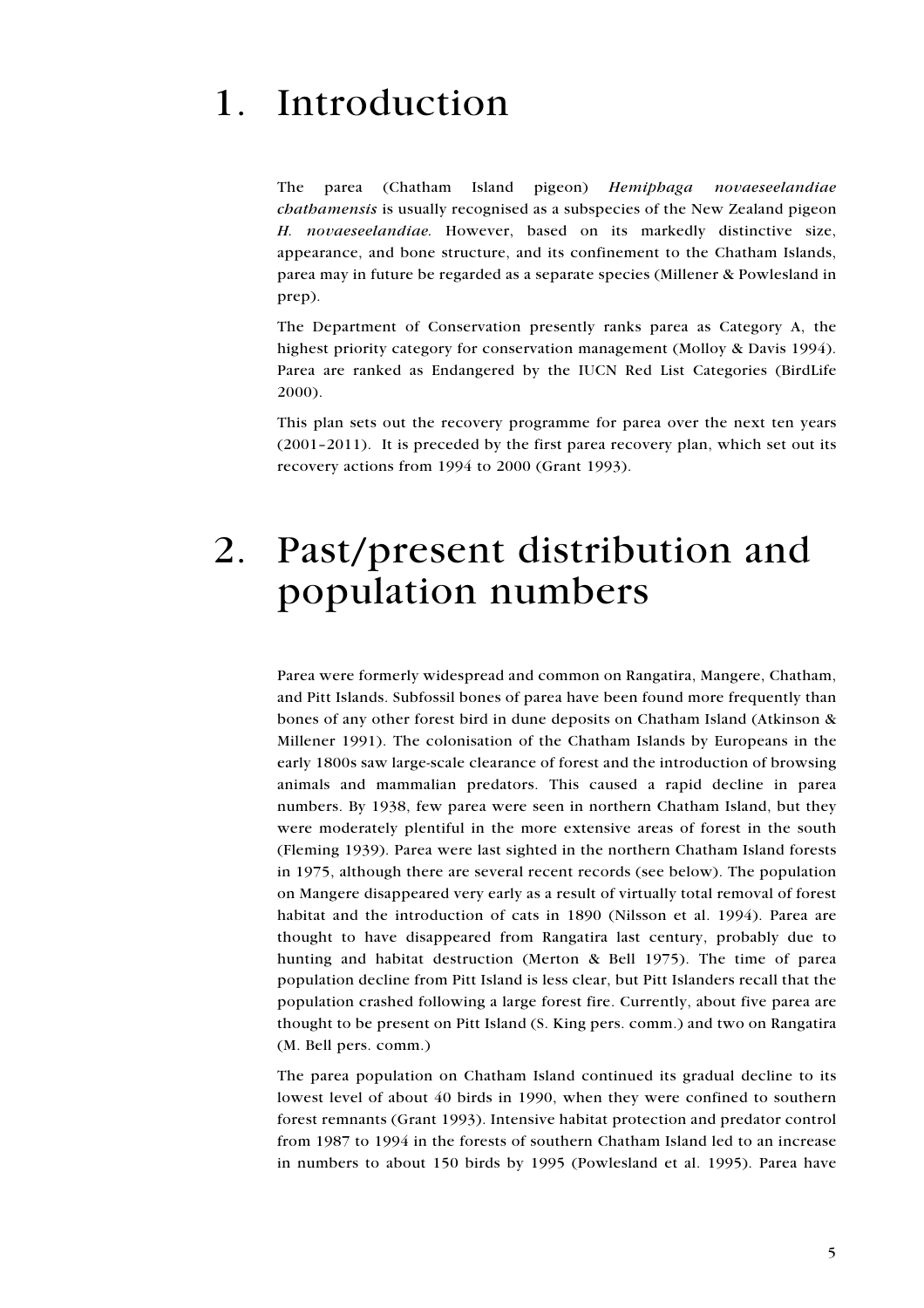# 1. Introduction

The parea (Chatham Island pigeon) *Hemiphaga novaeseelandiae chathamensis* is usually recognised as a subspecies of the New Zealand pigeon *H. novaeseelandiae.* However, based on its markedly distinctive size, appearance, and bone structure, and its confinement to the Chatham Islands, parea may in future be regarded as a separate species (Millener & Powlesland in prep).

The Department of Conservation presently ranks parea as Category A, the highest priority category for conservation management (Molloy & Davis 1994). Parea are ranked as Endangered by the IUCN Red List Categories (BirdLife 2000).

This plan sets out the recovery programme for parea over the next ten years (2001–2011). It is preceded by the first parea recovery plan, which set out its recovery actions from 1994 to 2000 (Grant 1993).

# 2. Past/present distribution and population numbers

Parea were formerly widespread and common on Rangatira, Mangere, Chatham, and Pitt Islands. Subfossil bones of parea have been found more frequently than bones of any other forest bird in dune deposits on Chatham Island (Atkinson & Millener 1991). The colonisation of the Chatham Islands by Europeans in the early 1800s saw large-scale clearance of forest and the introduction of browsing animals and mammalian predators. This caused a rapid decline in parea numbers. By 1938, few parea were seen in northern Chatham Island, but they were moderately plentiful in the more extensive areas of forest in the south (Fleming 1939). Parea were last sighted in the northern Chatham Island forests in 1975, although there are several recent records (see below). The population on Mangere disappeared very early as a result of virtually total removal of forest habitat and the introduction of cats in 1890 (Nilsson et al. 1994). Parea are thought to have disappeared from Rangatira last century, probably due to hunting and habitat destruction (Merton & Bell 1975). The time of parea population decline from Pitt Island is less clear, but Pitt Islanders recall that the population crashed following a large forest fire. Currently, about five parea are thought to be present on Pitt Island (S. King pers. comm.) and two on Rangatira (M. Bell pers. comm.)

The parea population on Chatham Island continued its gradual decline to its lowest level of about 40 birds in 1990, when they were confined to southern forest remnants (Grant 1993). Intensive habitat protection and predator control from 1987 to 1994 in the forests of southern Chatham Island led to an increase in numbers to about 150 birds by 1995 (Powlesland et al. 1995). Parea have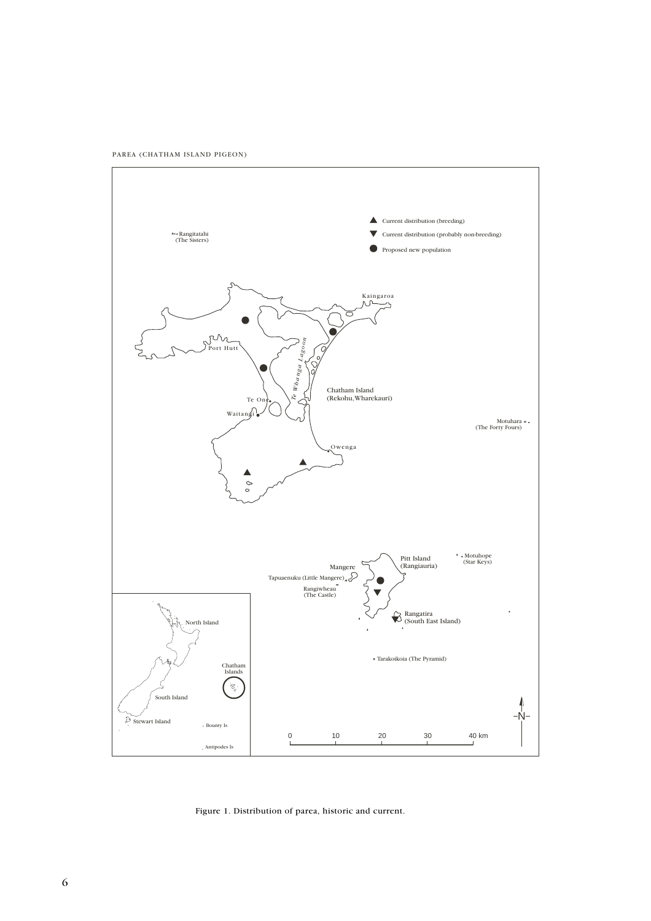Figure 1. Distribution of parea, historic and current.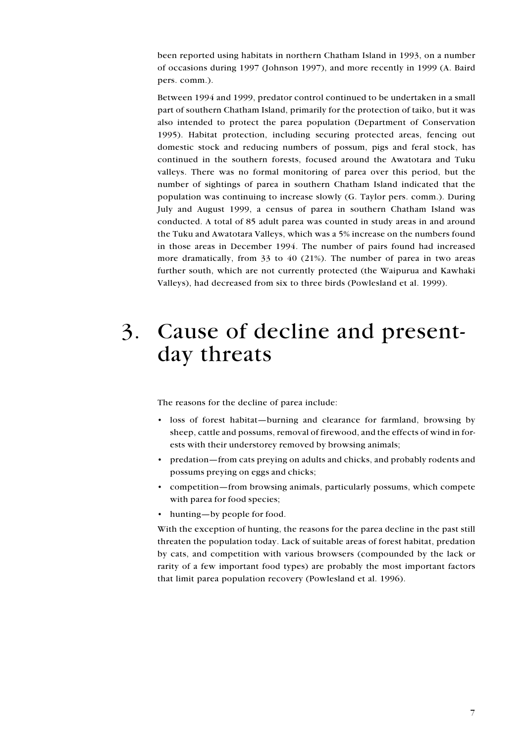been reported using habitats in northern Chatham Island in 1993, on a number of occasions during 1997 (Johnson 1997), and more recently in 1999 (A. Baird pers. comm.).

Between 1994 and 1999, predator control continued to be undertaken in a small part of southern Chatham Island, primarily for the protection of taiko, but it was also intended to protect the parea population (Department of Conservation 1995). Habitat protection, including securing protected areas, fencing out domestic stock and reducing numbers of possum, pigs and feral stock, has continued in the southern forests, focused around the Awatotara and Tuku valleys. There was no formal monitoring of parea over this period, but the number of sightings of parea in southern Chatham Island indicated that the population was continuing to increase slowly (G. Taylor pers. comm.). During July and August 1999, a census of parea in southern Chatham Island was conducted. A total of 85 adult parea was counted in study areas in and around the Tuku and Awatotara Valleys, which was a 5% increase on the numbers found in those areas in December 1994. The number of pairs found had increased more dramatically, from 33 to 40 (21%). The number of parea in two areas further south, which are not currently protected (the Waipurua and Kawhaki Valleys), had decreased from six to three birds (Powlesland et al. 1999).

# 3. Cause of decline and present-day threats

The reasons for the decline of parea include:

- loss of forest habitat—burning and clearance for farmland, browsing by sheep, cattle and possums, removal of firewood, and the effects of wind in forests with their understorey removed by browsing animals;
- predation—from cats preying on adults and chicks, and probably rodents and possums preying on eggs and chicks;
- competition—from browsing animals, particularly possums, which compete with parea for food species;
- hunting—by people for food.

With the exception of hunting, the reasons for the parea decline in the past still threaten the population today. Lack of suitable areas of forest habitat, predation by cats, and competition with various browsers (compounded by the lack or rarity of a few important food types) are probably the most important factors that limit parea population recovery (Powlesland et al. 1996).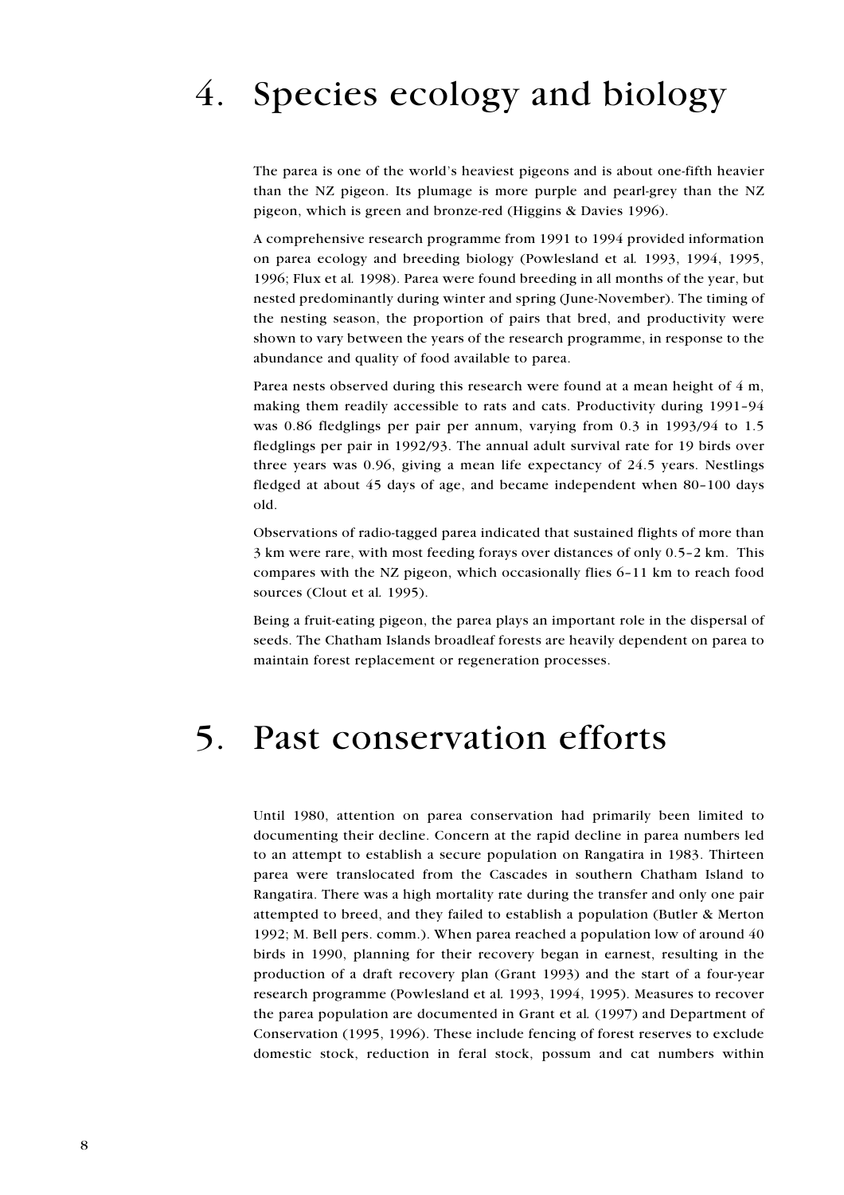# 4. Species ecology and biology

The parea is one of the world's heaviest pigeons and is about one-fifth heavier than the NZ pigeon. Its plumage is more purple and pearl-grey than the NZ pigeon, which is green and bronze-red (Higgins & Davies 1996).

A comprehensive research programme from 1991 to 1994 provided information on parea ecology and breeding biology (Powlesland et al. 1993, 1994, 1995, 1996; Flux et al. 1998). Parea were found breeding in all months of the year, but nested predominantly during winter and spring (June-November). The timing of the nesting season, the proportion of pairs that bred, and productivity were shown to vary between the years of the research programme, in response to the abundance and quality of food available to parea.

Parea nests observed during this research were found at a mean height of 4 m, making them readily accessible to rats and cats. Productivity during 1991–94 was 0.86 fledglings per pair per annum, varying from 0.3 in 1993/94 to 1.5 fledglings per pair in 1992/93. The annual adult survival rate for 19 birds over three years was 0.96, giving a mean life expectancy of 24.5 years. Nestlings fledged at about 45 days of age, and became independent when 80–100 days old.

Observations of radio-tagged parea indicated that sustained flights of more than 3 km were rare, with most feeding forays over distances of only 0.5–2 km. This compares with the NZ pigeon, which occasionally flies 6–11 km to reach food sources (Clout et al. 1995).

Being a fruit-eating pigeon, the parea plays an important role in the dispersal of seeds. The Chatham Islands broadleaf forests are heavily dependent on parea to maintain forest replacement or regeneration processes.

# 5. Past conservation efforts

Until 1980, attention on parea conservation had primarily been limited to documenting their decline. Concern at the rapid decline in parea numbers led to an attempt to establish a secure population on Rangatira in 1983. Thirteen parea were translocated from the Cascades in southern Chatham Island to Rangatira. There was a high mortality rate during the transfer and only one pair attempted to breed, and they failed to establish a population (Butler & Merton 1992; M. Bell pers. comm.). When parea reached a population low of around 40 birds in 1990, planning for their recovery began in earnest, resulting in the production of a draft recovery plan (Grant 1993) and the start of a four-year research programme (Powlesland et al. 1993, 1994, 1995). Measures to recover the parea population are documented in Grant et al. (1997) and Department of Conservation (1995, 1996). These include fencing of forest reserves to exclude domestic stock, reduction in feral stock, possum and cat numbers within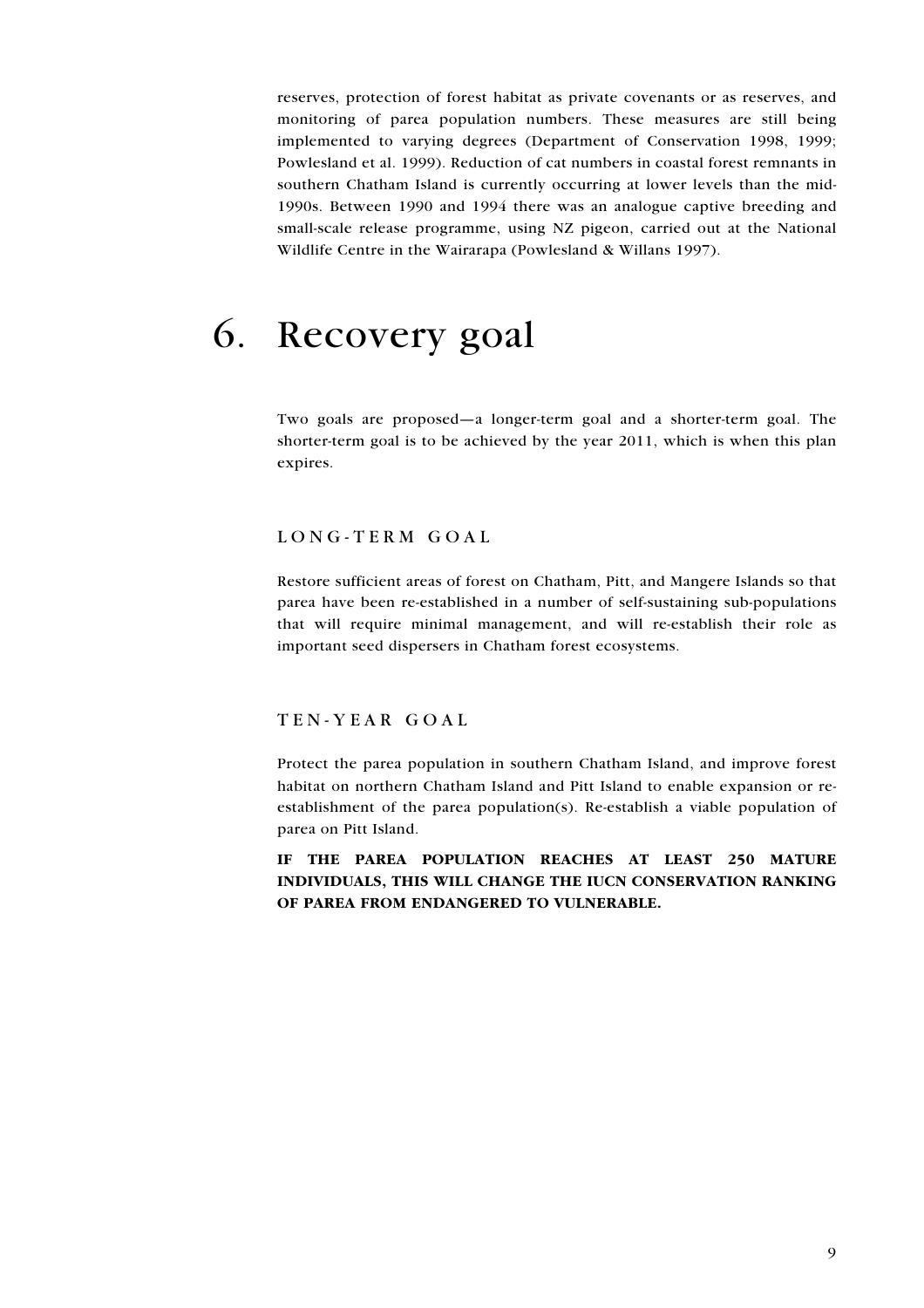reserves, protection of forest habitat as private covenants or as reserves, and monitoring of parea population numbers. These measures are still being implemented to varying degrees (Department of Conservation 1998, 1999; Powlesland et al. 1999). Reduction of cat numbers in coastal forest remnants in southern Chatham Island is currently occurring at lower levels than the mid-1990s. Between 1990 and 1994 there was an analogue captive breeding and small-scale release programme, using NZ pigeon, carried out at the National Wildlife Centre in the Wairarapa (Powlesland & Willans 1997).

# 6. Recovery goal

Two goals are proposed—a longer-term goal and a shorter-term goal. The shorter-term goal is to be achieved by the year 2011, which is when this plan expires.

## LONG-TERM GOAL

Restore sufficient areas of forest on Chatham, Pitt, and Mangere Islands so that parea have been re-established in a number of self-sustaining sub-populations that will require minimal management, and will re-establish their role as important seed dispersers in Chatham forest ecosystems.

## TEN-YEAR GOAL

Protect the parea population in southern Chatham Island, and improve forest habitat on northern Chatham Island and Pitt Island to enable expansion or re-establishment of the parea population(s). Re-establish a viable population of parea on Pitt Island.

**IF THE PAREA POPULATION REACHES AT LEAST 250 MATURE INDIVIDUALS, THIS WILL CHANGE THE IUCN CONSERVATION RANKING OF PAREA FROM ENDANGERED TO VULNERABLE.**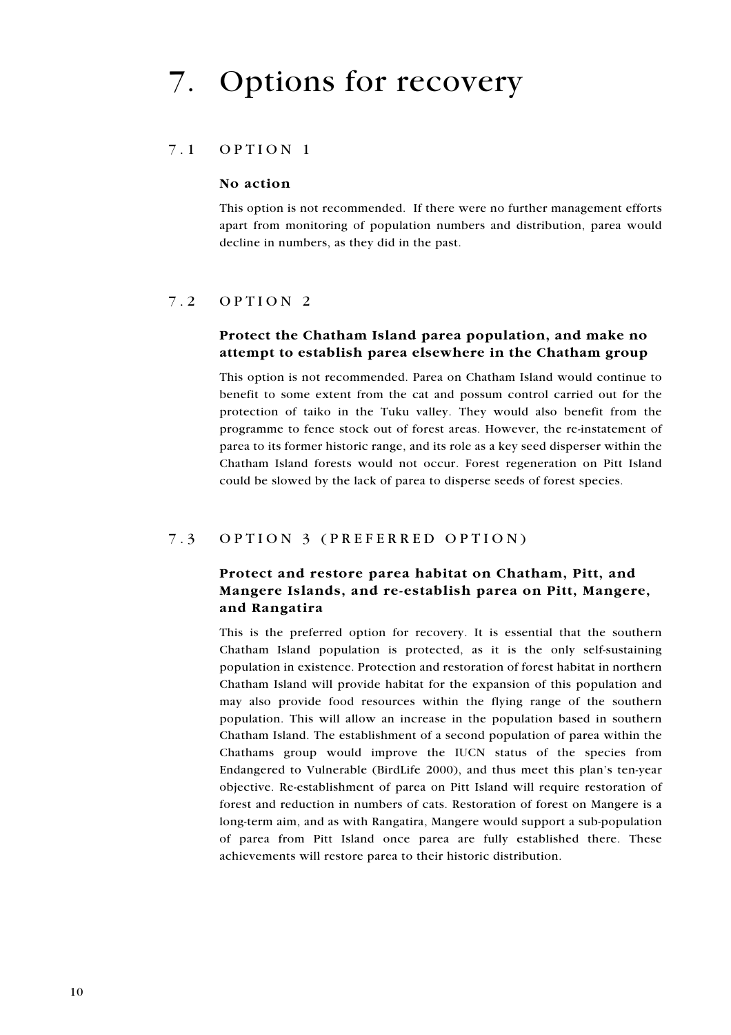# 7. Options for recovery

## 7.1 OPTION 1

### No action

This option is not recommended. If there were no further management efforts apart from monitoring of population numbers and distribution, parea would decline in numbers, as they did in the past.

## 7.2 OPTION 2

### Protect the Chatham Island parea population, and make no attempt to establish parea elsewhere in the Chatham group

This option is not recommended. Parea on Chatham Island would continue to benefit to some extent from the cat and possum control carried out for the protection of taiko in the Tuku valley. They would also benefit from the programme to fence stock out of forest areas. However, the re-instatement of parea to its former historic range, and its role as a key seed disperser within the Chatham Island forests would not occur. Forest regeneration on Pitt Island could be slowed by the lack of parea to disperse seeds of forest species.

## 7.3 OPTION 3 (PREFERRED OPTION)

### Protect and restore parea habitat on Chatham, Pitt, and Mangere Islands, and re-establish parea on Pitt, Mangere, and Rangatira

This is the preferred option for recovery. It is essential that the southern Chatham Island population is protected, as it is the only self-sustaining population in existence. Protection and restoration of forest habitat in northern Chatham Island will provide habitat for the expansion of this population and may also provide food resources within the flying range of the southern population. This will allow an increase in the population based in southern Chatham Island. The establishment of a second population of parea within the Chathams group would improve the IUCN status of the species from Endangered to Vulnerable (BirdLife 2000), and thus meet this plan's ten-year objective. Re-establishment of parea on Pitt Island will require restoration of forest and reduction in numbers of cats. Restoration of forest on Mangere is a long-term aim, and as with Rangatira, Mangere would support a sub-population of parea from Pitt Island once parea are fully established there. These achievements will restore parea to their historic distribution.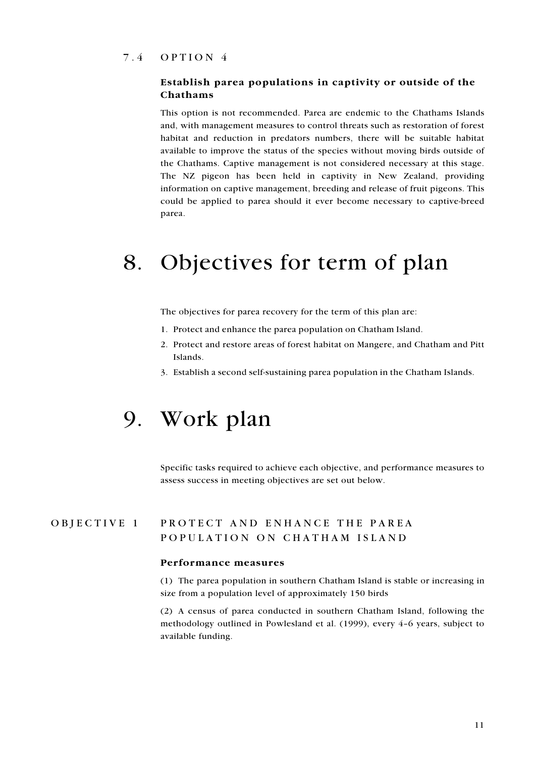### 7.4 OPTION 4

**Establish parea populations in captivity or outside of the Chathams**

This option is not recommended. Parea are endemic to the Chathams Islands and, with management measures to control threats such as restoration of forest habitat and reduction in predators numbers, there will be suitable habitat available to improve the status of the species without moving birds outside of the Chathams. Captive management is not considered necessary at this stage. The NZ pigeon has been held in captivity in New Zealand, providing information on captive management, breeding and release of fruit pigeons. This could be applied to parea should it ever become necessary to captive-breed parea.

# 8. Objectives for term of plan

The objectives for parea recovery for the term of this plan are:

1. Protect and enhance the parea population on Chatham Island.
2. Protect and restore areas of forest habitat on Mangere, and Chatham and Pitt Islands.
3. Establish a second self-sustaining parea population in the Chatham Islands.

# 9. Work plan

Specific tasks required to achieve each objective, and performance measures to assess success in meeting objectives are set out below.

## OBJECTIVE 1 PROTECT AND ENHANCE THE PAREA POPULATION ON CHATHAM ISLAND

**Performance measures**

(1) The parea population in southern Chatham Island is stable or increasing in size from a population level of approximately 150 birds

(2) A census of parea conducted in southern Chatham Island, following the methodology outlined in Powlesland et al. (1999), every 4–6 years, subject to available funding.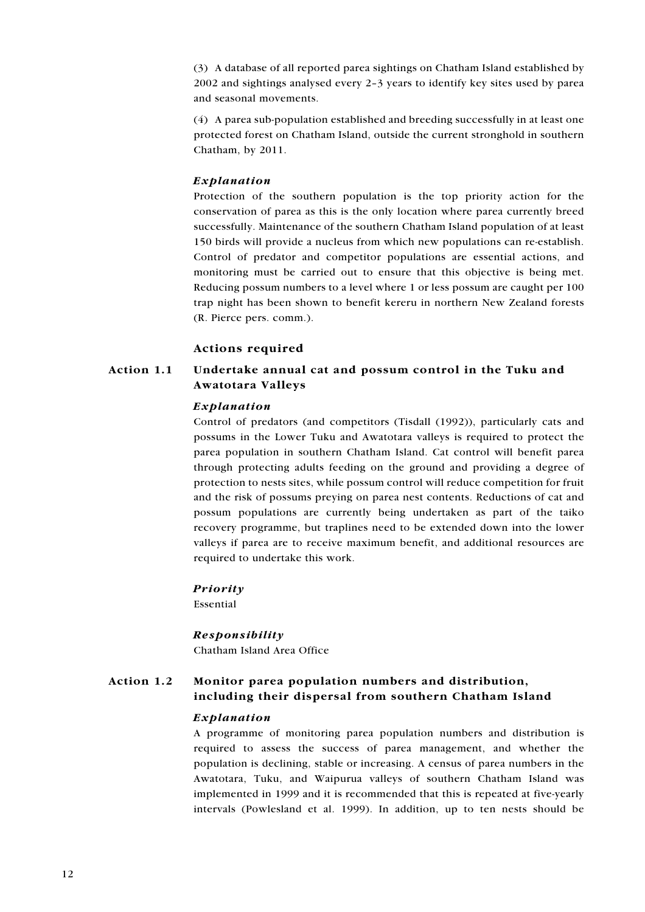(3) A database of all reported parea sightings on Chatham Island established by 2002 and sightings analysed every 2–3 years to identify key sites used by parea and seasonal movements.

(4) A parea sub-population established and breeding successfully in at least one protected forest on Chatham Island, outside the current stronghold in southern Chatham, by 2011.

*Explanation*

Protection of the southern population is the top priority action for the conservation of parea as this is the only location where parea currently breed successfully. Maintenance of the southern Chatham Island population of at least 150 birds will provide a nucleus from which new populations can re-establish. Control of predator and competitor populations are essential actions, and monitoring must be carried out to ensure that this objective is being met. Reducing possum numbers to a level where 1 or less possum are caught per 100 trap night has been shown to benefit kereru in northern New Zealand forests (R. Pierce pers. comm.).

### Actions required

#### Action 1.1 Undertake annual cat and possum control in the Tuku and Awatotara Valleys

*Explanation*

Control of predators (and competitors (Tisdall (1992)), particularly cats and possums in the Lower Tuku and Awatotara valleys is required to protect the parea population in southern Chatham Island. Cat control will benefit parea through protecting adults feeding on the ground and providing a degree of protection to nests sites, while possum control will reduce competition for fruit and the risk of possums preying on parea nest contents. Reductions of cat and possum populations are currently being undertaken as part of the taiko recovery programme, but traplines need to be extended down into the lower valleys if parea are to receive maximum benefit, and additional resources are required to undertake this work.

*Priority*

Essential

*Responsibility*

Chatham Island Area Office

#### Action 1.2 Monitor parea population numbers and distribution, including their dispersal from southern Chatham Island

*Explanation*

A programme of monitoring parea population numbers and distribution is required to assess the success of parea management, and whether the population is declining, stable or increasing. A census of parea numbers in the Awatotara, Tuku, and Waipurua valleys of southern Chatham Island was implemented in 1999 and it is recommended that this is repeated at five-yearly intervals (Powlesland et al. 1999). In addition, up to ten nests should be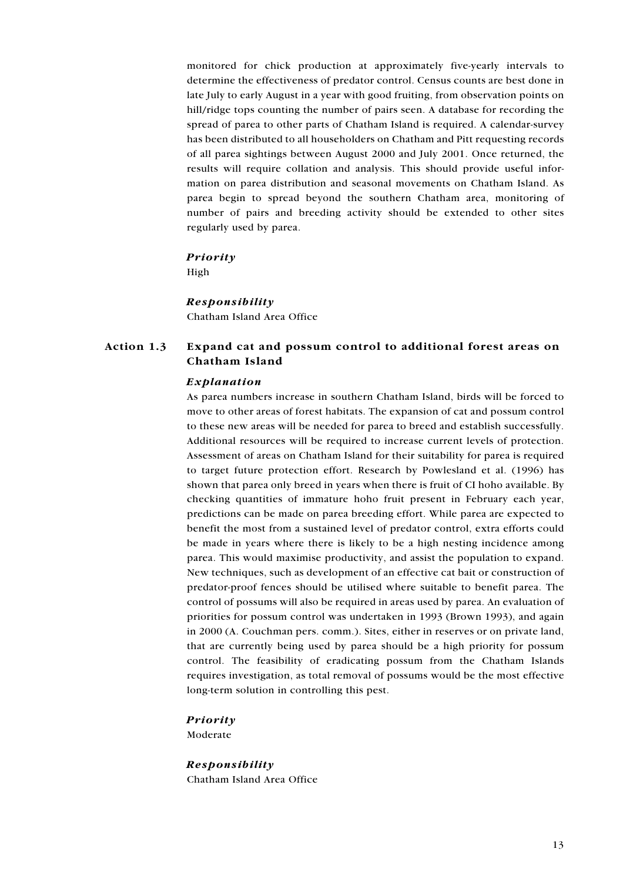monitored for chick production at approximately five-yearly intervals to determine the effectiveness of predator control. Census counts are best done in late July to early August in a year with good fruiting, from observation points on hill/ridge tops counting the number of pairs seen. A database for recording the spread of parea to other parts of Chatham Island is required. A calendar-survey has been distributed to all householders on Chatham and Pitt requesting records of all parea sightings between August 2000 and July 2001. Once returned, the results will require collation and analysis. This should provide useful information on parea distribution and seasonal movements on Chatham Island. As parea begin to spread beyond the southern Chatham area, monitoring of number of pairs and breeding activity should be extended to other sites regularly used by parea.

***Priority***

High

***Responsibility***

Chatham Island Area Office

### Action 1.3 Expand cat and possum control to additional forest areas on Chatham Island

***Explanation***

As parea numbers increase in southern Chatham Island, birds will be forced to move to other areas of forest habitats. The expansion of cat and possum control to these new areas will be needed for parea to breed and establish successfully. Additional resources will be required to increase current levels of protection. Assessment of areas on Chatham Island for their suitability for parea is required to target future protection effort. Research by Powlesland et al. (1996) has shown that parea only breed in years when there is fruit of CI hoho available. By checking quantities of immature hoho fruit present in February each year, predictions can be made on parea breeding effort. While parea are expected to benefit the most from a sustained level of predator control, extra efforts could be made in years where there is likely to be a high nesting incidence among parea. This would maximise productivity, and assist the population to expand. New techniques, such as development of an effective cat bait or construction of predator-proof fences should be utilised where suitable to benefit parea. The control of possums will also be required in areas used by parea. An evaluation of priorities for possum control was undertaken in 1993 (Brown 1993), and again in 2000 (A. Couchman pers. comm.). Sites, either in reserves or on private land, that are currently being used by parea should be a high priority for possum control. The feasibility of eradicating possum from the Chatham Islands requires investigation, as total removal of possums would be the most effective long-term solution in controlling this pest.

***Priority***

Moderate

***Responsibility***

Chatham Island Area Office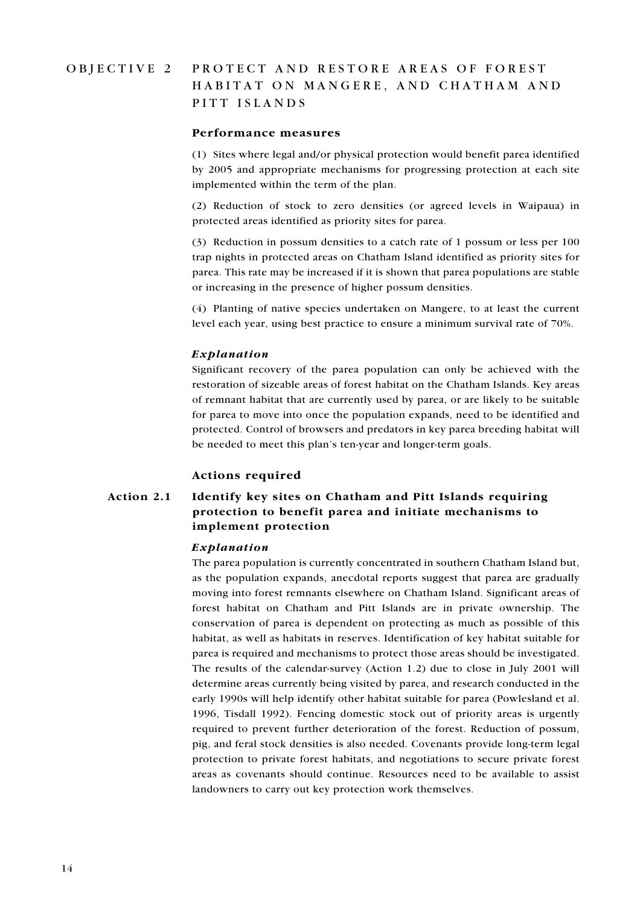## OBJECTIVE 2 PROTECT AND RESTORE AREAS OF FOREST HABITAT ON MANGERE, AND CHATHAM AND PITT ISLANDS

### Performance measures

(1) Sites where legal and/or physical protection would benefit parea identified by 2005 and appropriate mechanisms for progressing protection at each site implemented within the term of the plan.

(2) Reduction of stock to zero densities (or agreed levels in Waipaua) in protected areas identified as priority sites for parea.

(3) Reduction in possum densities to a catch rate of 1 possum or less per 100 trap nights in protected areas on Chatham Island identified as priority sites for parea. This rate may be increased if it is shown that parea populations are stable or increasing in the presence of higher possum densities.

(4) Planting of native species undertaken on Mangere, to at least the current level each year, using best practice to ensure a minimum survival rate of 70%.

#### *Explanation*

Significant recovery of the parea population can only be achieved with the restoration of sizeable areas of forest habitat on the Chatham Islands. Key areas of remnant habitat that are currently used by parea, or are likely to be suitable for parea to move into once the population expands, need to be identified and protected. Control of browsers and predators in key parea breeding habitat will be needed to meet this plan's ten-year and longer-term goals.

### Actions required

### Action 2.1 Identify key sites on Chatham and Pitt Islands requiring protection to benefit parea and initiate mechanisms to implement protection

#### *Explanation*

The parea population is currently concentrated in southern Chatham Island but, as the population expands, anecdotal reports suggest that parea are gradually moving into forest remnants elsewhere on Chatham Island. Significant areas of forest habitat on Chatham and Pitt Islands are in private ownership. The conservation of parea is dependent on protecting as much as possible of this habitat, as well as habitats in reserves. Identification of key habitat suitable for parea is required and mechanisms to protect those areas should be investigated. The results of the calendar-survey (Action 1.2) due to close in July 2001 will determine areas currently being visited by parea, and research conducted in the early 1990s will help identify other habitat suitable for parea (Powlesland et al. 1996, Tisdall 1992). Fencing domestic stock out of priority areas is urgently required to prevent further deterioration of the forest. Reduction of possum, pig, and feral stock densities is also needed. Covenants provide long-term legal protection to private forest habitats, and negotiations to secure private forest areas as covenants should continue. Resources need to be available to assist landowners to carry out key protection work themselves.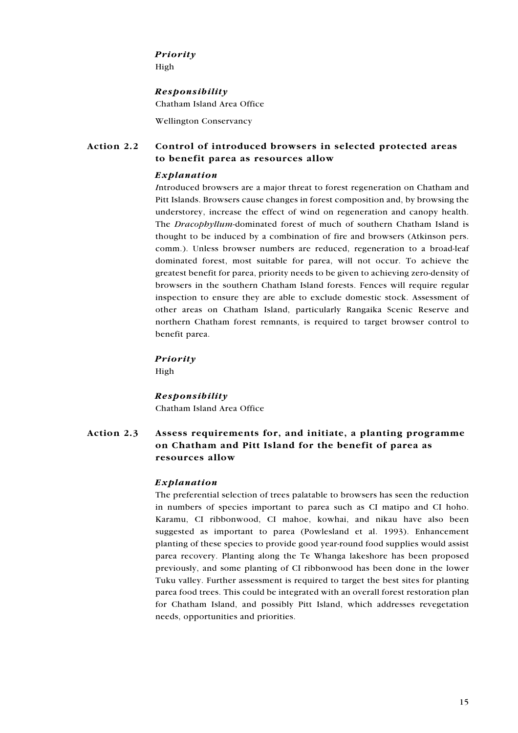*Priority*

High

*Responsibility*

Chatham Island Area Office

Wellington Conservancy

### Action 2.2 Control of introduced browsers in selected protected areas to benefit parea as resources allow

*Explanation*

Introduced browsers are a major threat to forest regeneration on Chatham and Pitt Islands. Browsers cause changes in forest composition and, by browsing the understorey, increase the effect of wind on regeneration and canopy health. The *Dracophyllum*-dominated forest of much of southern Chatham Island is thought to be induced by a combination of fire and browsers (Atkinson pers. comm.). Unless browser numbers are reduced, regeneration to a broad-leaf dominated forest, most suitable for parea, will not occur. To achieve the greatest benefit for parea, priority needs to be given to achieving zero-density of browsers in the southern Chatham Island forests. Fences will require regular inspection to ensure they are able to exclude domestic stock. Assessment of other areas on Chatham Island, particularly Rangaika Scenic Reserve and northern Chatham forest remnants, is required to target browser control to benefit parea.

*Priority*

High

*Responsibility*

Chatham Island Area Office

### Action 2.3 Assess requirements for, and initiate, a planting programme on Chatham and Pitt Island for the benefit of parea as resources allow

*Explanation*

The preferential selection of trees palatable to browsers has seen the reduction in numbers of species important to parea such as CI matipo and CI hoho. Karamu, CI ribbonwood, CI mahoe, kowhai, and nikau have also been suggested as important to parea (Powlesland et al. 1993). Enhancement planting of these species to provide good year-round food supplies would assist parea recovery. Planting along the Te Whanga lakeshore has been proposed previously, and some planting of CI ribbonwood has been done in the lower Tuku valley. Further assessment is required to target the best sites for planting parea food trees. This could be integrated with an overall forest restoration plan for Chatham Island, and possibly Pitt Island, which addresses revegetation needs, opportunities and priorities.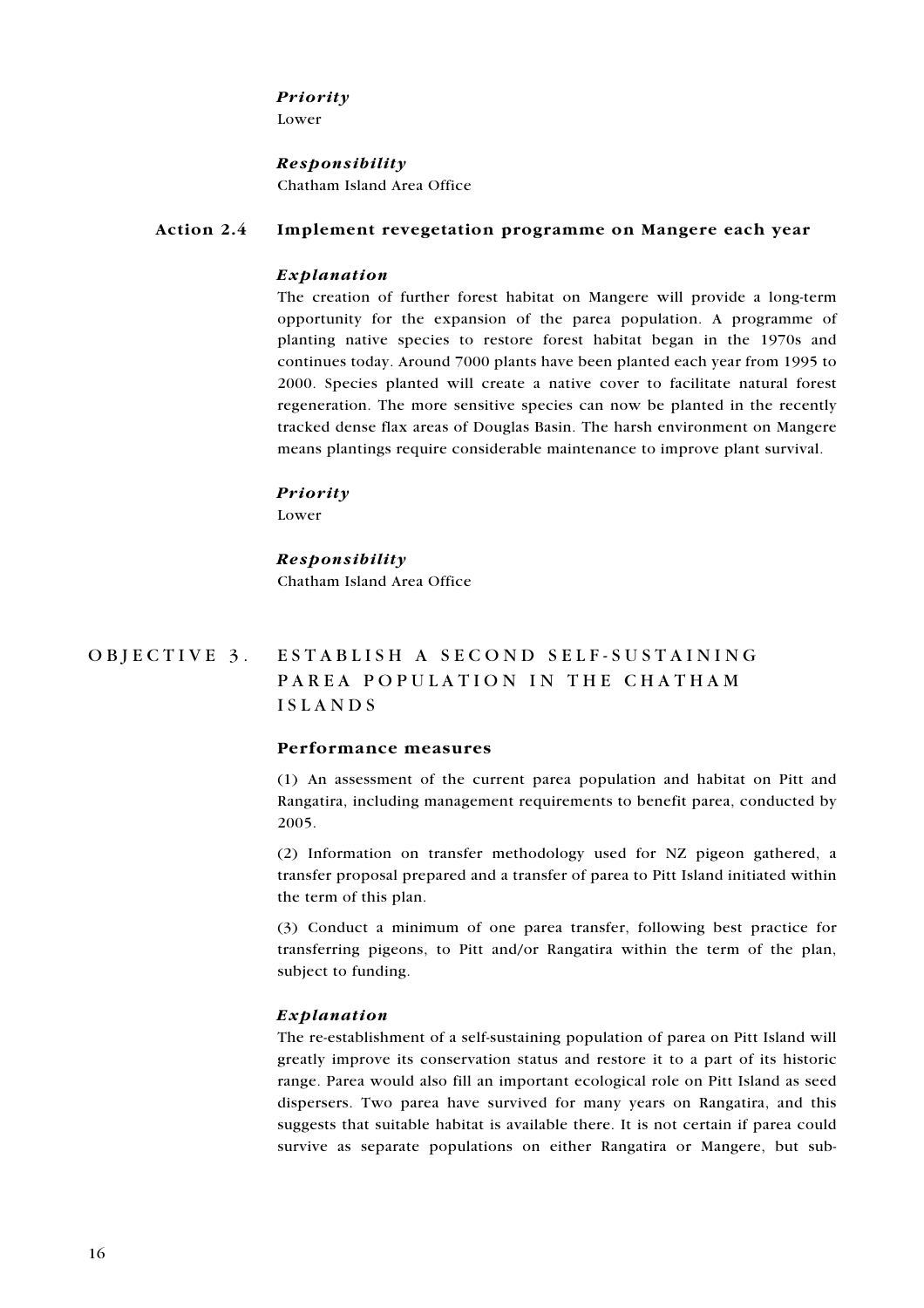*Priority*

Lower

*Responsibility*

Chatham Island Area Office

### Action 2.4 Implement revegetation programme on Mangere each year

*Explanation*

The creation of further forest habitat on Mangere will provide a long-term opportunity for the expansion of the parea population. A programme of planting native species to restore forest habitat began in the 1970s and continues today. Around 7000 plants have been planted each year from 1995 to 2000. Species planted will create a native cover to facilitate natural forest regeneration. The more sensitive species can now be planted in the recently tracked dense flax areas of Douglas Basin. The harsh environment on Mangere means plantings require considerable maintenance to improve plant survival.

*Priority*

Lower

*Responsibility*

Chatham Island Area Office

## OBJECTIVE 3. ESTABLISH A SECOND SELF-SUSTAINING PAREA POPULATION IN THE CHATHAM ISLANDS

### Performance measures

(1) An assessment of the current parea population and habitat on Pitt and Rangatira, including management requirements to benefit parea, conducted by 2005.

(2) Information on transfer methodology used for NZ pigeon gathered, a transfer proposal prepared and a transfer of parea to Pitt Island initiated within the term of this plan.

(3) Conduct a minimum of one parea transfer, following best practice for transferring pigeons, to Pitt and/or Rangatira within the term of the plan, subject to funding.

*Explanation*

The re-establishment of a self-sustaining population of parea on Pitt Island will greatly improve its conservation status and restore it to a part of its historic range. Parea would also fill an important ecological role on Pitt Island as seed dispersers. Two parea have survived for many years on Rangatira, and this suggests that suitable habitat is available there. It is not certain if parea could survive as separate populations on either Rangatira or Mangere, but sub-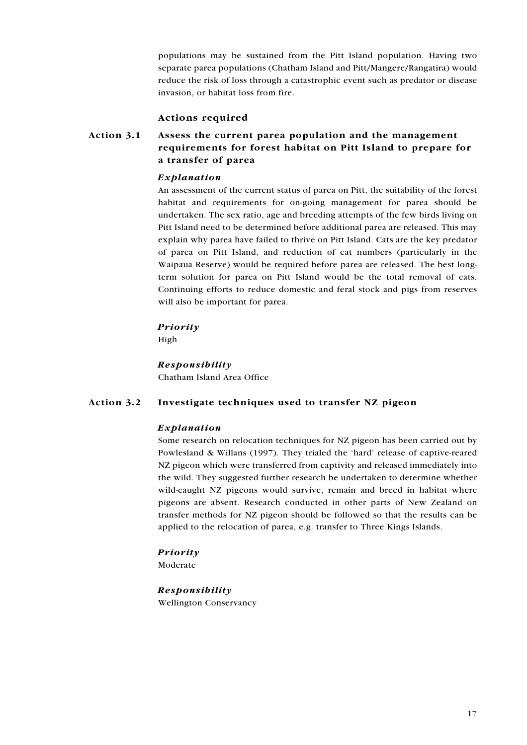populations may be sustained from the Pitt Island population. Having two separate parea populations (Chatham Island and Pitt/Mangere/Rangatira) would reduce the risk of loss through a catastrophic event such as predator or disease invasion, or habitat loss from fire.

### Actions required

#### Action 3.1 Assess the current parea population and the management requirements for forest habitat on Pitt Island to prepare for a transfer of parea

***Explanation***

An assessment of the current status of parea on Pitt, the suitability of the forest habitat and requirements for on-going management for parea should be undertaken. The sex ratio, age and breeding attempts of the few birds living on Pitt Island need to be determined before additional parea are released. This may explain why parea have failed to thrive on Pitt Island. Cats are the key predator of parea on Pitt Island, and reduction of cat numbers (particularly in the Waipaua Reserve) would be required before parea are released. The best long-term solution for parea on Pitt Island would be the total removal of cats. Continuing efforts to reduce domestic and feral stock and pigs from reserves will also be important for parea.

***Priority***

High

***Responsibility***

Chatham Island Area Office

#### Action 3.2 Investigate techniques used to transfer NZ pigeon

***Explanation***

Some research on relocation techniques for NZ pigeon has been carried out by Powlesland & Willans (1997). They trialed the 'hard' release of captive-reared NZ pigeon which were transferred from captivity and released immediately into the wild. They suggested further research be undertaken to determine whether wild-caught NZ pigeons would survive, remain and breed in habitat where pigeons are absent. Research conducted in other parts of New Zealand on transfer methods for NZ pigeon should be followed so that the results can be applied to the relocation of parea, e.g. transfer to Three Kings Islands.

***Priority***

Moderate

***Responsibility***

Wellington Conservancy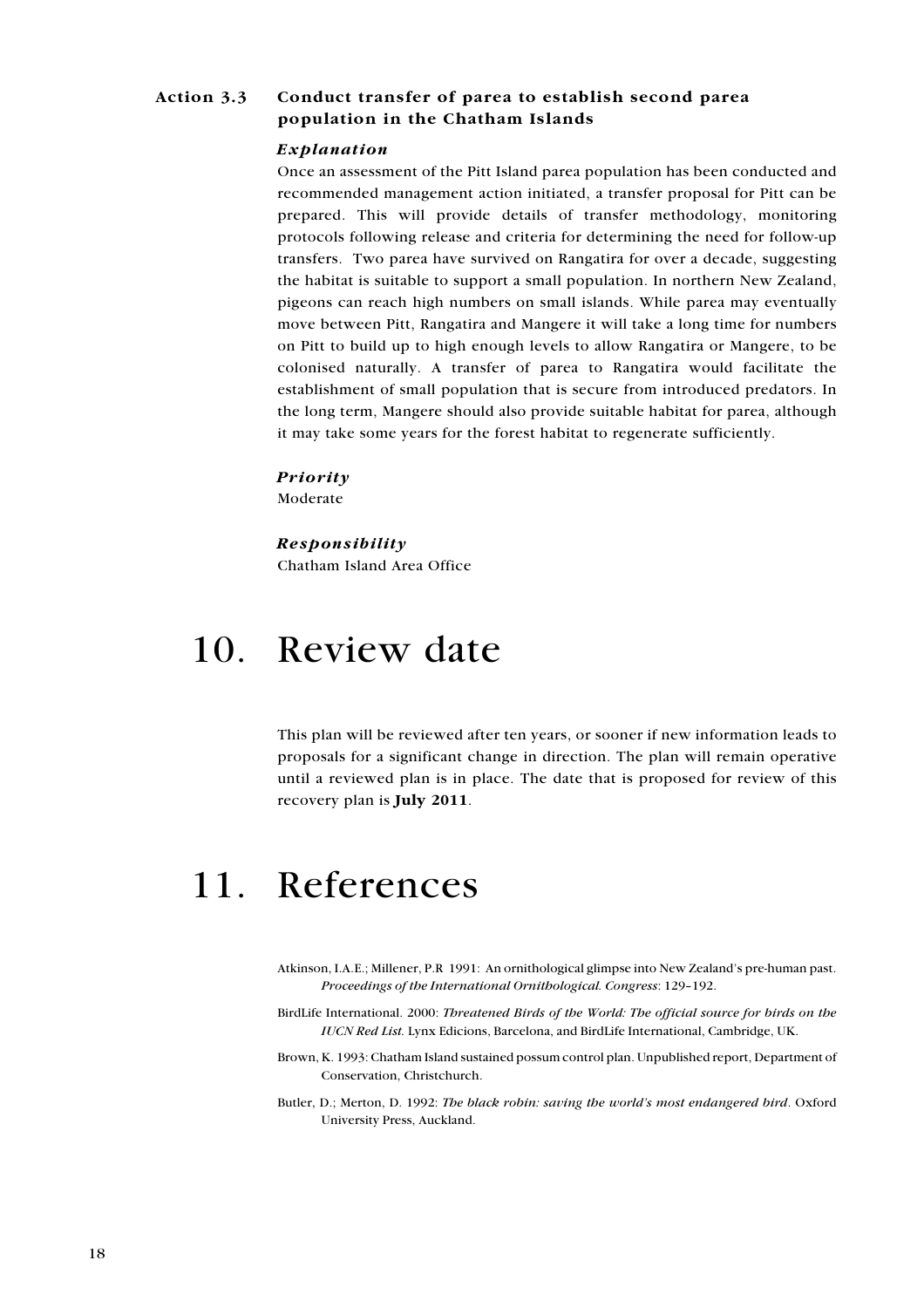### Action 3.3 Conduct transfer of parea to establish second parea population in the Chatham Islands

*Explanation*

Once an assessment of the Pitt Island parea population has been conducted and recommended management action initiated, a transfer proposal for Pitt can be prepared. This will provide details of transfer methodology, monitoring protocols following release and criteria for determining the need for follow-up transfers. Two parea have survived on Rangatira for over a decade, suggesting the habitat is suitable to support a small population. In northern New Zealand, pigeons can reach high numbers on small islands. While parea may eventually move between Pitt, Rangatira and Mangere it will take a long time for numbers on Pitt to build up to high enough levels to allow Rangatira or Mangere, to be colonised naturally. A transfer of parea to Rangatira would facilitate the establishment of small population that is secure from introduced predators. In the long term, Mangere should also provide suitable habitat for parea, although it may take some years for the forest habitat to regenerate sufficiently.

*Priority*

Moderate

*Responsibility*

Chatham Island Area Office

# 10. Review date

This plan will be reviewed after ten years, or sooner if new information leads to proposals for a significant change in direction. The plan will remain operative until a reviewed plan is in place. The date that is proposed for review of this recovery plan is **July 2011**.

# 11. References

Atkinson, I.A.E.; Millener, P.R 1991: An ornithological glimpse into New Zealand's pre-human past. *Proceedings of the International Ornithological. Congress*: 129–192.

BirdLife International. 2000: *Threatened Birds of the World: The official source for birds on the IUCN Red List.* Lynx Edicions, Barcelona, and BirdLife International, Cambridge, UK.

Brown, K. 1993: Chatham Island sustained possum control plan. Unpublished report, Department of Conservation, Christchurch.

Butler, D.; Merton, D. 1992: *The black robin: saving the world's most endangered bird*. Oxford University Press, Auckland.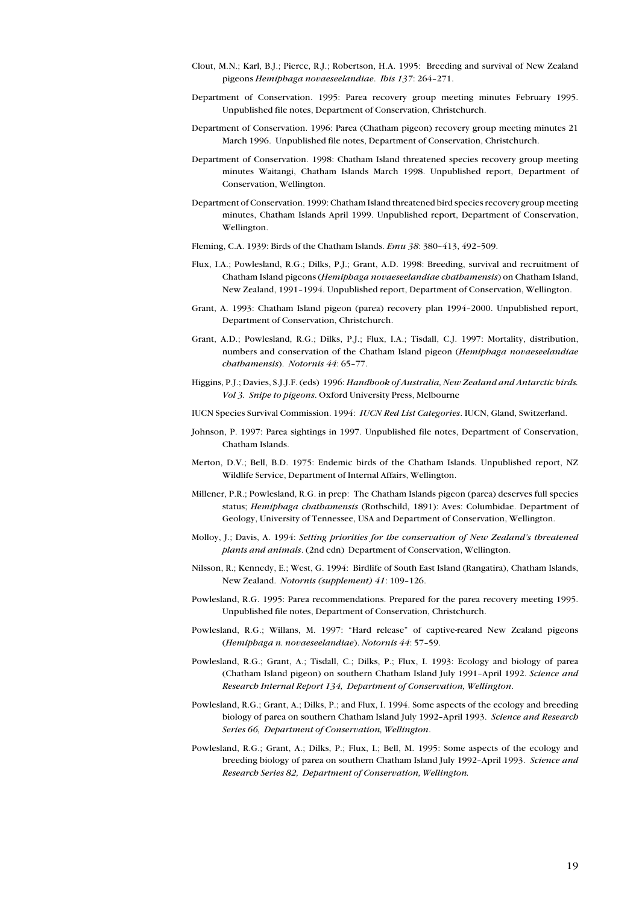Clout, M.N.; Karl, B.J.; Pierce, R.J.; Robertson, H.A. 1995: Breeding and survival of New Zealand pigeons *Hemiphaga novaeseelandiae*. *Ibis 137*: 264–271.

Department of Conservation. 1995: Parea recovery group meeting minutes February 1995. Unpublished file notes, Department of Conservation, Christchurch.

Department of Conservation. 1996: Parea (Chatham pigeon) recovery group meeting minutes 21 March 1996. Unpublished file notes, Department of Conservation, Christchurch.

Department of Conservation. 1998: Chatham Island threatened species recovery group meeting minutes Waitangi, Chatham Islands March 1998. Unpublished report, Department of Conservation, Wellington.

Department of Conservation. 1999: Chatham Island threatened bird species recovery group meeting minutes, Chatham Islands April 1999. Unpublished report, Department of Conservation, Wellington.

Fleming, C.A. 1939: Birds of the Chatham Islands. *Emu 38*: 380–413, 492–509.

Flux, I.A.; Powlesland, R.G.; Dilks, P.J.; Grant, A.D. 1998: Breeding, survival and recruitment of Chatham Island pigeons (*Hemiphaga novaeseelandiae chathamensis*) on Chatham Island, New Zealand, 1991–1994. Unpublished report, Department of Conservation, Wellington.

Grant, A. 1993: Chatham Island pigeon (parea) recovery plan 1994–2000. Unpublished report, Department of Conservation, Christchurch.

Grant, A.D.; Powlesland, R.G.; Dilks, P.J.; Flux, I.A.; Tisdall, C.J. 1997: Mortality, distribution, numbers and conservation of the Chatham Island pigeon (*Hemiphaga novaeseelandiae chathamensis*). *Notornis 44*: 65–77.

Higgins, P.J.; Davies, S.J.J.F. (eds) 1996: *Handbook of Australia, New Zealand and Antarctic birds. Vol 3. Snipe to pigeons*. Oxford University Press, Melbourne

IUCN Species Survival Commission. 1994: *IUCN Red List Categories*. IUCN, Gland, Switzerland.

Johnson, P. 1997: Parea sightings in 1997. Unpublished file notes, Department of Conservation, Chatham Islands.

Merton, D.V.; Bell, B.D. 1975: Endemic birds of the Chatham Islands. Unpublished report, NZ Wildlife Service, Department of Internal Affairs, Wellington.

Millener, P.R.; Powlesland, R.G. in prep: The Chatham Islands pigeon (parea) deserves full species status; *Hemiphaga chathamensis* (Rothschild, 1891): Aves: Columbidae. Department of Geology, University of Tennessee, USA and Department of Conservation, Wellington.

Molloy, J.; Davis, A. 1994: *Setting priorities for the conservation of New Zealand's threatened plants and animals*. (2nd edn) Department of Conservation, Wellington.

Nilsson, R.; Kennedy, E.; West, G. 1994: Birdlife of South East Island (Rangatira), Chatham Islands, New Zealand. *Notornis (supplement) 41*: 109–126.

Powlesland, R.G. 1995: Parea recommendations. Prepared for the parea recovery meeting 1995. Unpublished file notes, Department of Conservation, Christchurch.

Powlesland, R.G.; Willans, M. 1997: "Hard release" of captive-reared New Zealand pigeons (*Hemiphaga n. novaeseelandiae*). *Notornis 44*: 57–59.

Powlesland, R.G.; Grant, A.; Tisdall, C.; Dilks, P.; Flux, I. 1993: Ecology and biology of parea (Chatham Island pigeon) on southern Chatham Island July 1991–April 1992. *Science and Research Internal Report 134, Department of Conservation, Wellington*.

Powlesland, R.G.; Grant, A.; Dilks, P.; and Flux, I. 1994. Some aspects of the ecology and breeding biology of parea on southern Chatham Island July 1992–April 1993. *Science and Research Series 66, Department of Conservation, Wellington*.

Powlesland, R.G.; Grant, A.; Dilks, P.; Flux, I.; Bell, M. 1995: Some aspects of the ecology and breeding biology of parea on southern Chatham Island July 1992–April 1993. *Science and Research Series 82, Department of Conservation, Wellington.*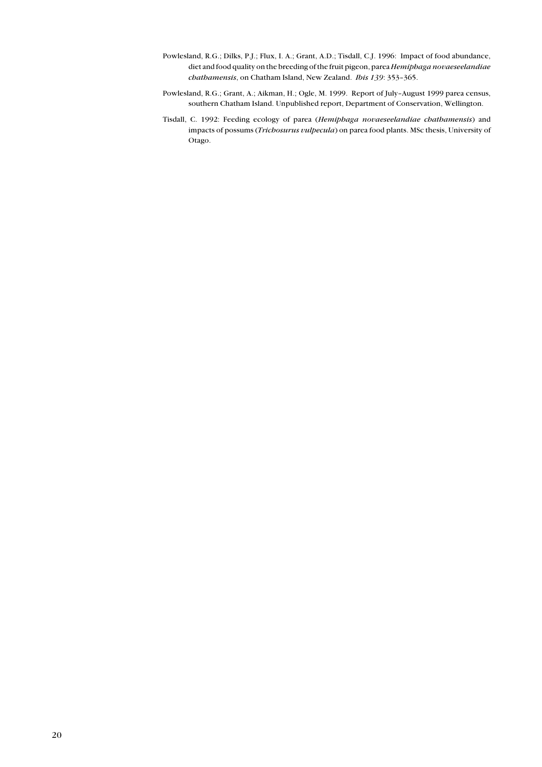Powlesland, R.G.; Dilks, P.J.; Flux, I. A.; Grant, A.D.; Tisdall, C.J. 1996: Impact of food abundance, diet and food quality on the breeding of the fruit pigeon, parea *Hemiphaga novaeseelandiae chathamensis*, on Chatham Island, New Zealand. *Ibis 139*: 353–365.

Powlesland, R.G.; Grant, A.; Aikman, H.; Ogle, M. 1999. Report of July–August 1999 parea census, southern Chatham Island. Unpublished report, Department of Conservation, Wellington.

Tisdall, C. 1992: Feeding ecology of parea (*Hemiphaga novaeseelandiae chathamensis*) and impacts of possums (*Trichosurus vulpecula*) on parea food plants. MSc thesis, University of Otago.